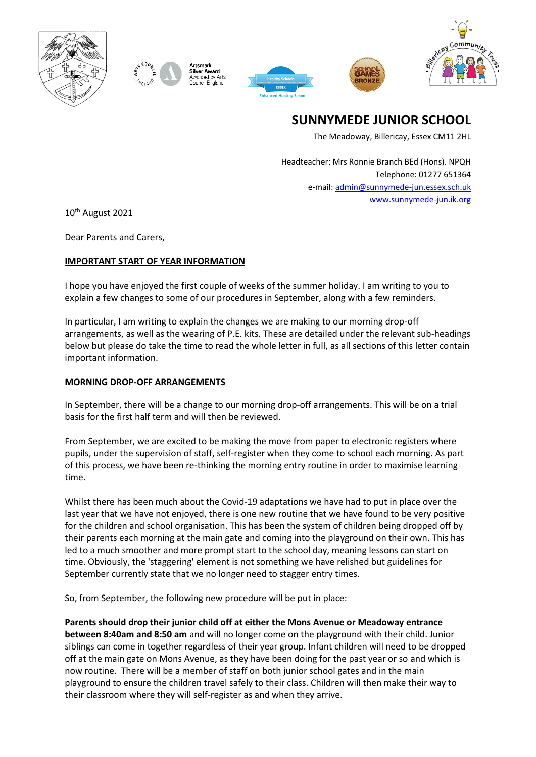# SUNNYMEDE JUNIOR SCHOOL

The Meadoway, Billericay, Essex CM11 2HL

Headteacher: Mrs Ronnie Branch BEd (Hons). NPQH
Telephone: 01277 651364
e-mail: admin@sunnymede-jun.essex.sch.uk
www.sunnymede-jun.ik.org

10th August 2021

Dear Parents and Carers,

**IMPORTANT START OF YEAR INFORMATION**

I hope you have enjoyed the first couple of weeks of the summer holiday. I am writing to you to explain a few changes to some of our procedures in September, along with a few reminders.

In particular, I am writing to explain the changes we are making to our morning drop-off arrangements, as well as the wearing of P.E. kits. These are detailed under the relevant sub-headings below but please do take the time to read the whole letter in full, as all sections of this letter contain important information.

**MORNING DROP-OFF ARRANGEMENTS**

In September, there will be a change to our morning drop-off arrangements. This will be on a trial basis for the first half term and will then be reviewed.

From September, we are excited to be making the move from paper to electronic registers where pupils, under the supervision of staff, self-register when they come to school each morning. As part of this process, we have been re-thinking the morning entry routine in order to maximise learning time.

Whilst there has been much about the Covid-19 adaptations we have had to put in place over the last year that we have not enjoyed, there is one new routine that we have found to be very positive for the children and school organisation. This has been the system of children being dropped off by their parents each morning at the main gate and coming into the playground on their own. This has led to a much smoother and more prompt start to the school day, meaning lessons can start on time. Obviously, the 'staggering' element is not something we have relished but guidelines for September currently state that we no longer need to stagger entry times.

So, from September, the following new procedure will be put in place:

**Parents should drop their junior child off at either the Mons Avenue or Meadoway entrance between 8:40am and 8:50 am** and will no longer come on the playground with their child. Junior siblings can come in together regardless of their year group. Infant children will need to be dropped off at the main gate on Mons Avenue, as they have been doing for the past year or so and which is now routine. There will be a member of staff on both junior school gates and in the main playground to ensure the children travel safely to their class. Children will then make their way to their classroom where they will self-register as and when they arrive.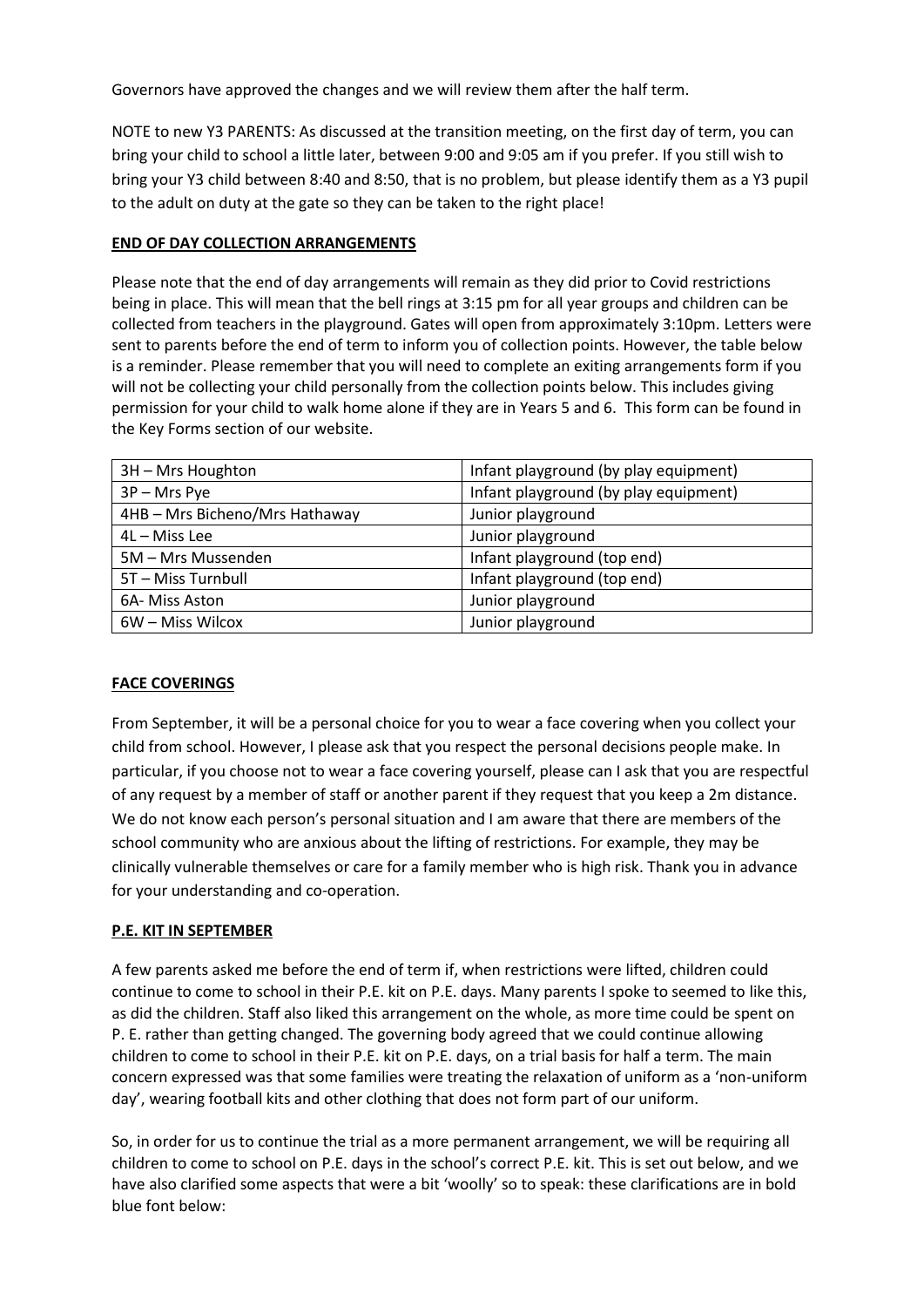Governors have approved the changes and we will review them after the half term.

NOTE to new Y3 PARENTS: As discussed at the transition meeting, on the first day of term, you can bring your child to school a little later, between 9:00 and 9:05 am if you prefer. If you still wish to bring your Y3 child between 8:40 and 8:50, that is no problem, but please identify them as a Y3 pupil to the adult on duty at the gate so they can be taken to the right place!

**END OF DAY COLLECTION ARRANGEMENTS**

Please note that the end of day arrangements will remain as they did prior to Covid restrictions being in place. This will mean that the bell rings at 3:15 pm for all year groups and children can be collected from teachers in the playground. Gates will open from approximately 3:10pm. Letters were sent to parents before the end of term to inform you of collection points. However, the table below is a reminder. Please remember that you will need to complete an exiting arrangements form if you will not be collecting your child personally from the collection points below. This includes giving permission for your child to walk home alone if they are in Years 5 and 6. This form can be found in the Key Forms section of our website.

| | |
|---|---|
| 3H – Mrs Houghton | Infant playground (by play equipment) |
| 3P – Mrs Pye | Infant playground (by play equipment) |
| 4HB – Mrs Bicheno/Mrs Hathaway | Junior playground |
| 4L – Miss Lee | Junior playground |
| 5M – Mrs Mussenden | Infant playground (top end) |
| 5T – Miss Turnbull | Infant playground (top end) |
| 6A- Miss Aston | Junior playground |
| 6W – Miss Wilcox | Junior playground |

**FACE COVERINGS**

From September, it will be a personal choice for you to wear a face covering when you collect your child from school. However, I please ask that you respect the personal decisions people make. In particular, if you choose not to wear a face covering yourself, please can I ask that you are respectful of any request by a member of staff or another parent if they request that you keep a 2m distance. We do not know each person's personal situation and I am aware that there are members of the school community who are anxious about the lifting of restrictions. For example, they may be clinically vulnerable themselves or care for a family member who is high risk. Thank you in advance for your understanding and co-operation.

**P.E. KIT IN SEPTEMBER**

A few parents asked me before the end of term if, when restrictions were lifted, children could continue to come to school in their P.E. kit on P.E. days. Many parents I spoke to seemed to like this, as did the children. Staff also liked this arrangement on the whole, as more time could be spent on P. E. rather than getting changed. The governing body agreed that we could continue allowing children to come to school in their P.E. kit on P.E. days, on a trial basis for half a term. The main concern expressed was that some families were treating the relaxation of uniform as a 'non-uniform day', wearing football kits and other clothing that does not form part of our uniform.

So, in order for us to continue the trial as a more permanent arrangement, we will be requiring all children to come to school on P.E. days in the school's correct P.E. kit. This is set out below, and we have also clarified some aspects that were a bit 'woolly' so to speak: these clarifications are in bold blue font below: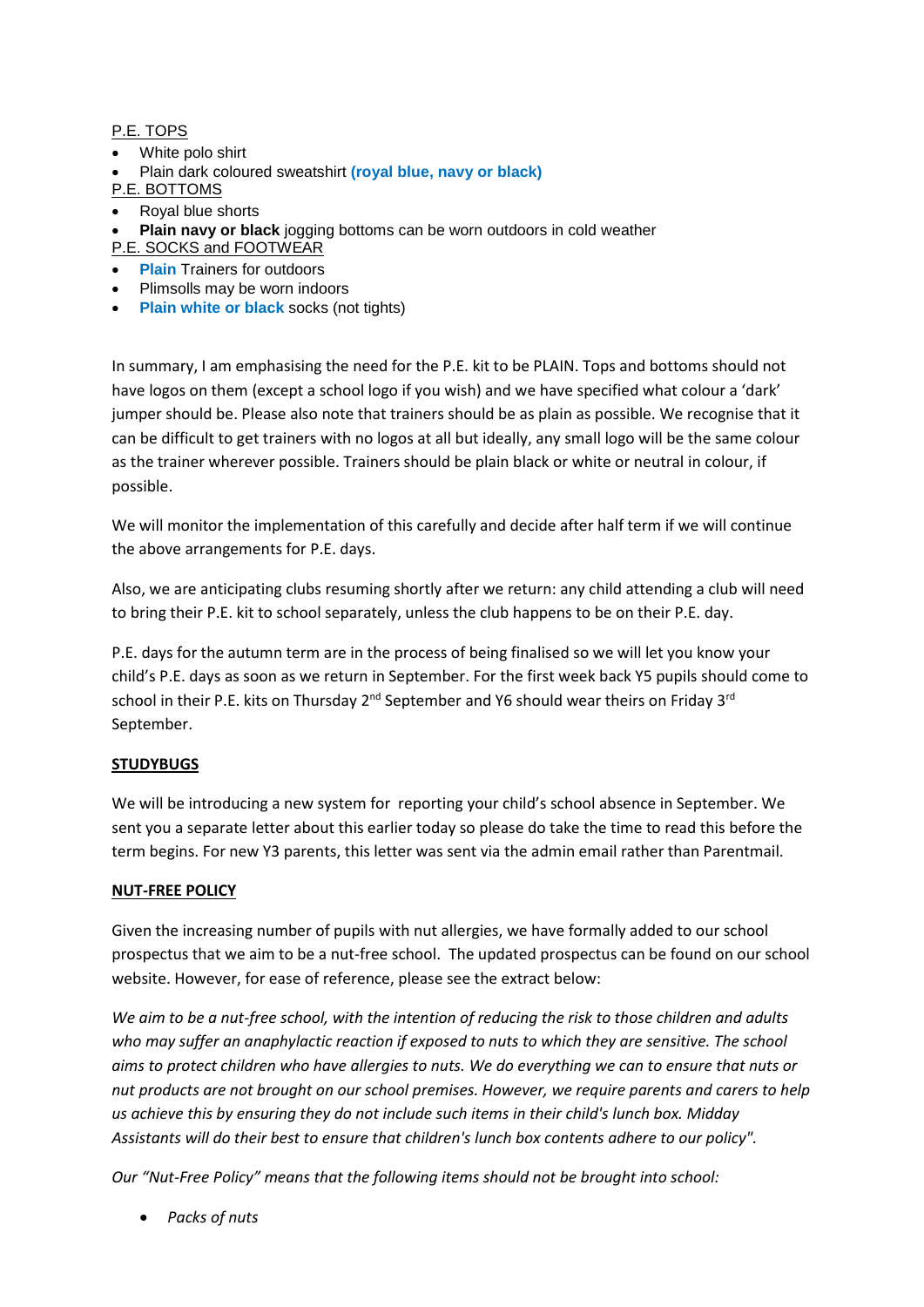P.E. TOPS

- White polo shirt
- Plain dark coloured sweatshirt **(royal blue, navy or black)**

P.E. BOTTOMS

- Royal blue shorts
- **Plain navy or black** jogging bottoms can be worn outdoors in cold weather

P.E. SOCKS and FOOTWEAR

- **Plain** Trainers for outdoors
- Plimsolls may be worn indoors
- **Plain white or black** socks (not tights)

In summary, I am emphasising the need for the P.E. kit to be PLAIN. Tops and bottoms should not have logos on them (except a school logo if you wish) and we have specified what colour a 'dark' jumper should be. Please also note that trainers should be as plain as possible. We recognise that it can be difficult to get trainers with no logos at all but ideally, any small logo will be the same colour as the trainer wherever possible. Trainers should be plain black or white or neutral in colour, if possible.

We will monitor the implementation of this carefully and decide after half term if we will continue the above arrangements for P.E. days.

Also, we are anticipating clubs resuming shortly after we return: any child attending a club will need to bring their P.E. kit to school separately, unless the club happens to be on their P.E. day.

P.E. days for the autumn term are in the process of being finalised so we will let you know your child's P.E. days as soon as we return in September. For the first week back Y5 pupils should come to school in their P.E. kits on Thursday 2nd September and Y6 should wear theirs on Friday 3rd September.

**STUDYBUGS**

We will be introducing a new system for reporting your child's school absence in September. We sent you a separate letter about this earlier today so please do take the time to read this before the term begins. For new Y3 parents, this letter was sent via the admin email rather than Parentmail.

**NUT-FREE POLICY**

Given the increasing number of pupils with nut allergies, we have formally added to our school prospectus that we aim to be a nut-free school. The updated prospectus can be found on our school website. However, for ease of reference, please see the extract below:

*We aim to be a nut-free school, with the intention of reducing the risk to those children and adults who may suffer an anaphylactic reaction if exposed to nuts to which they are sensitive. The school aims to protect children who have allergies to nuts. We do everything we can to ensure that nuts or nut products are not brought on our school premises. However, we require parents and carers to help us achieve this by ensuring they do not include such items in their child's lunch box. Midday Assistants will do their best to ensure that children's lunch box contents adhere to our policy".*

*Our "Nut-Free Policy" means that the following items should not be brought into school:*

- *Packs of nuts*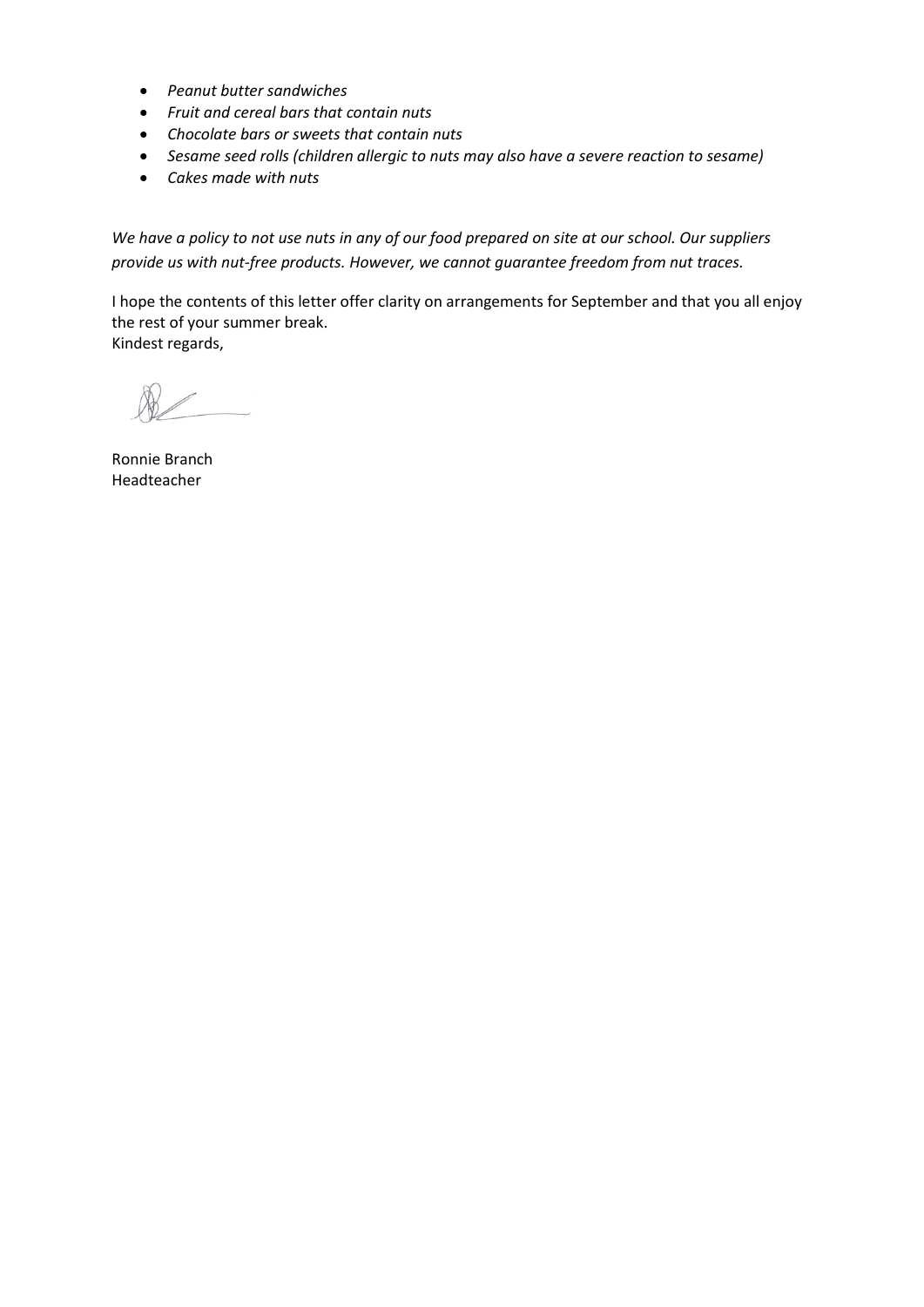- *Peanut butter sandwiches*
- *Fruit and cereal bars that contain nuts*
- *Chocolate bars or sweets that contain nuts*
- *Sesame seed rolls (children allergic to nuts may also have a severe reaction to sesame)*
- *Cakes made with nuts*

*We have a policy to not use nuts in any of our food prepared on site at our school. Our suppliers provide us with nut-free products. However, we cannot guarantee freedom from nut traces.*

I hope the contents of this letter offer clarity on arrangements for September and that you all enjoy the rest of your summer break.
Kindest regards,

Ronnie Branch
Headteacher